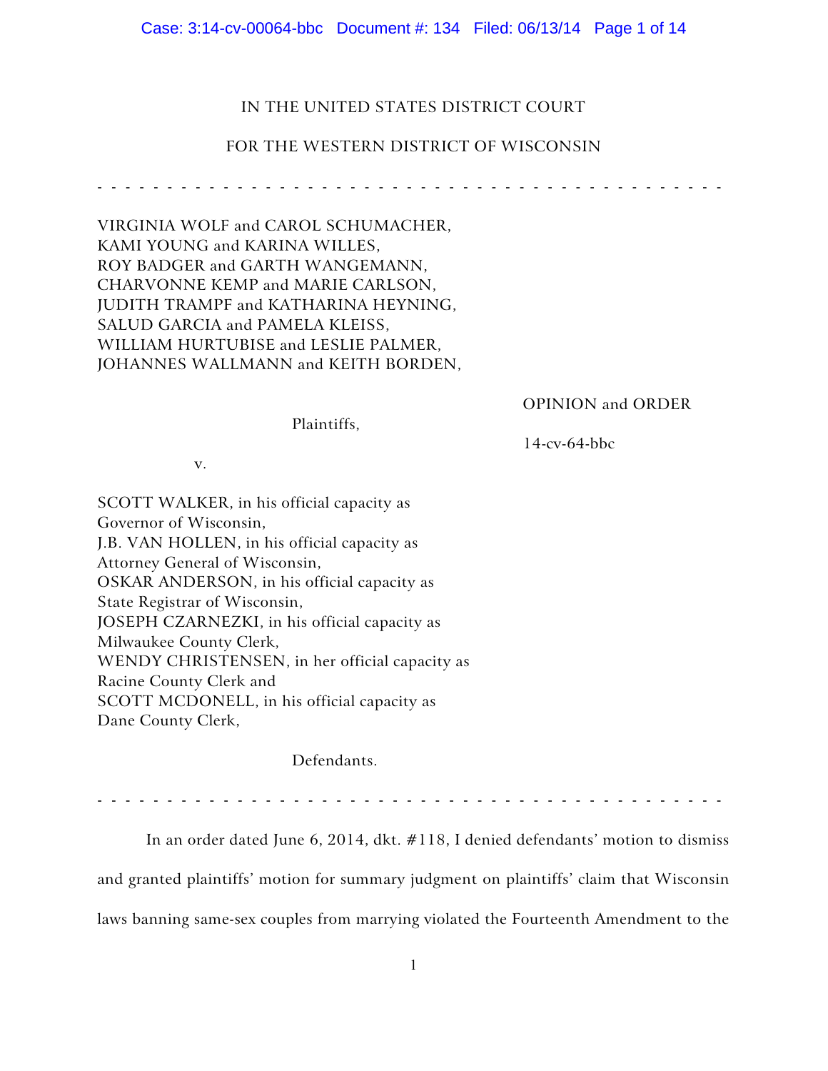IN THE UNITED STATES DISTRICT COURT

FOR THE WESTERN DISTRICT OF WISCONSIN

- - - - - - - - - - - - - - - - - - - - - - - - - - - - - - - - - - - - - - - - - - - - - -

VIRGINIA WOLF and CAROL SCHUMACHER,
KAMI YOUNG and KARINA WILLES,
ROY BADGER and GARTH WANGEMANN,
CHARVONNE KEMP and MARIE CARLSON,
JUDITH TRAMPF and KATHARINA HEYNING,
SALUD GARCIA and PAMELA KLEISS,
WILLIAM HURTUBISE and LESLIE PALMER,
JOHANNES WALLMANN and KEITH BORDEN,

Plaintiffs,

OPINION and ORDER

14-cv-64-bbc

v.

SCOTT WALKER, in his official capacity as
Governor of Wisconsin,
J.B. VAN HOLLEN, in his official capacity as
Attorney General of Wisconsin,
OSKAR ANDERSON, in his official capacity as
State Registrar of Wisconsin,
JOSEPH CZARNEZKI, in his official capacity as
Milwaukee County Clerk,
WENDY CHRISTENSEN, in her official capacity as
Racine County Clerk and
SCOTT MCDONELL, in his official capacity as
Dane County Clerk,

Defendants.

- - - - - - - - - - - - - - - - - - - - - - - - - - - - - - - - - - - - - - - - - - - - - -

In an order dated June 6, 2014, dkt. #118, I denied defendants' motion to dismiss and granted plaintiffs' motion for summary judgment on plaintiffs' claim that Wisconsin laws banning same-sex couples from marrying violated the Fourteenth Amendment to the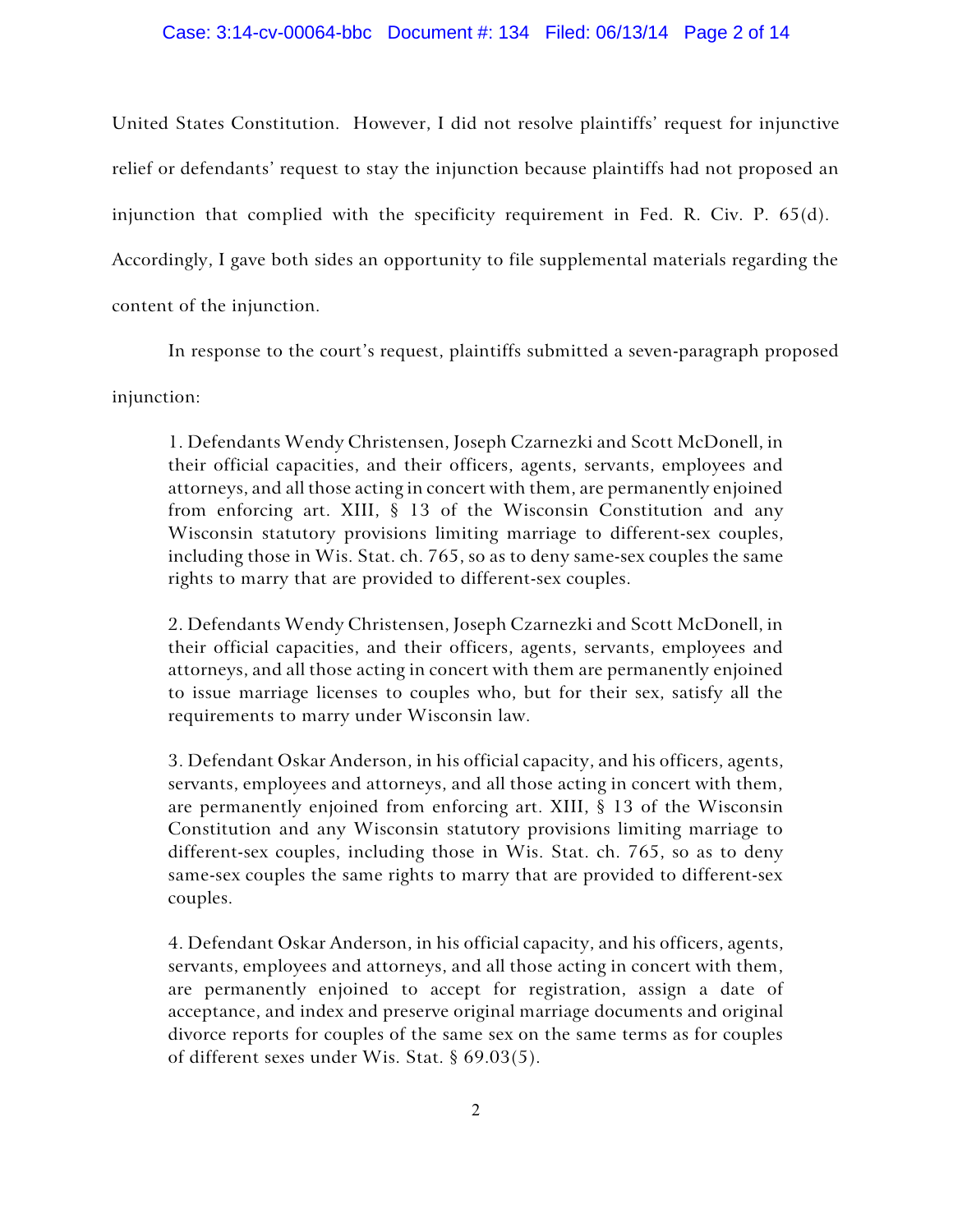United States Constitution. However, I did not resolve plaintiffs' request for injunctive relief or defendants' request to stay the injunction because plaintiffs had not proposed an injunction that complied with the specificity requirement in Fed. R. Civ. P. 65(d). Accordingly, I gave both sides an opportunity to file supplemental materials regarding the content of the injunction.

In response to the court's request, plaintiffs submitted a seven-paragraph proposed injunction:

> 1. Defendants Wendy Christensen, Joseph Czarnezki and Scott McDonell, in their official capacities, and their officers, agents, servants, employees and attorneys, and all those acting in concert with them, are permanently enjoined from enforcing art. XIII, § 13 of the Wisconsin Constitution and any Wisconsin statutory provisions limiting marriage to different-sex couples, including those in Wis. Stat. ch. 765, so as to deny same-sex couples the same rights to marry that are provided to different-sex couples.
>
> 2. Defendants Wendy Christensen, Joseph Czarnezki and Scott McDonell, in their official capacities, and their officers, agents, servants, employees and attorneys, and all those acting in concert with them are permanently enjoined to issue marriage licenses to couples who, but for their sex, satisfy all the requirements to marry under Wisconsin law.
>
> 3. Defendant Oskar Anderson, in his official capacity, and his officers, agents, servants, employees and attorneys, and all those acting in concert with them, are permanently enjoined from enforcing art. XIII, § 13 of the Wisconsin Constitution and any Wisconsin statutory provisions limiting marriage to different-sex couples, including those in Wis. Stat. ch. 765, so as to deny same-sex couples the same rights to marry that are provided to different-sex couples.
>
> 4. Defendant Oskar Anderson, in his official capacity, and his officers, agents, servants, employees and attorneys, and all those acting in concert with them, are permanently enjoined to accept for registration, assign a date of acceptance, and index and preserve original marriage documents and original divorce reports for couples of the same sex on the same terms as for couples of different sexes under Wis. Stat. § 69.03(5).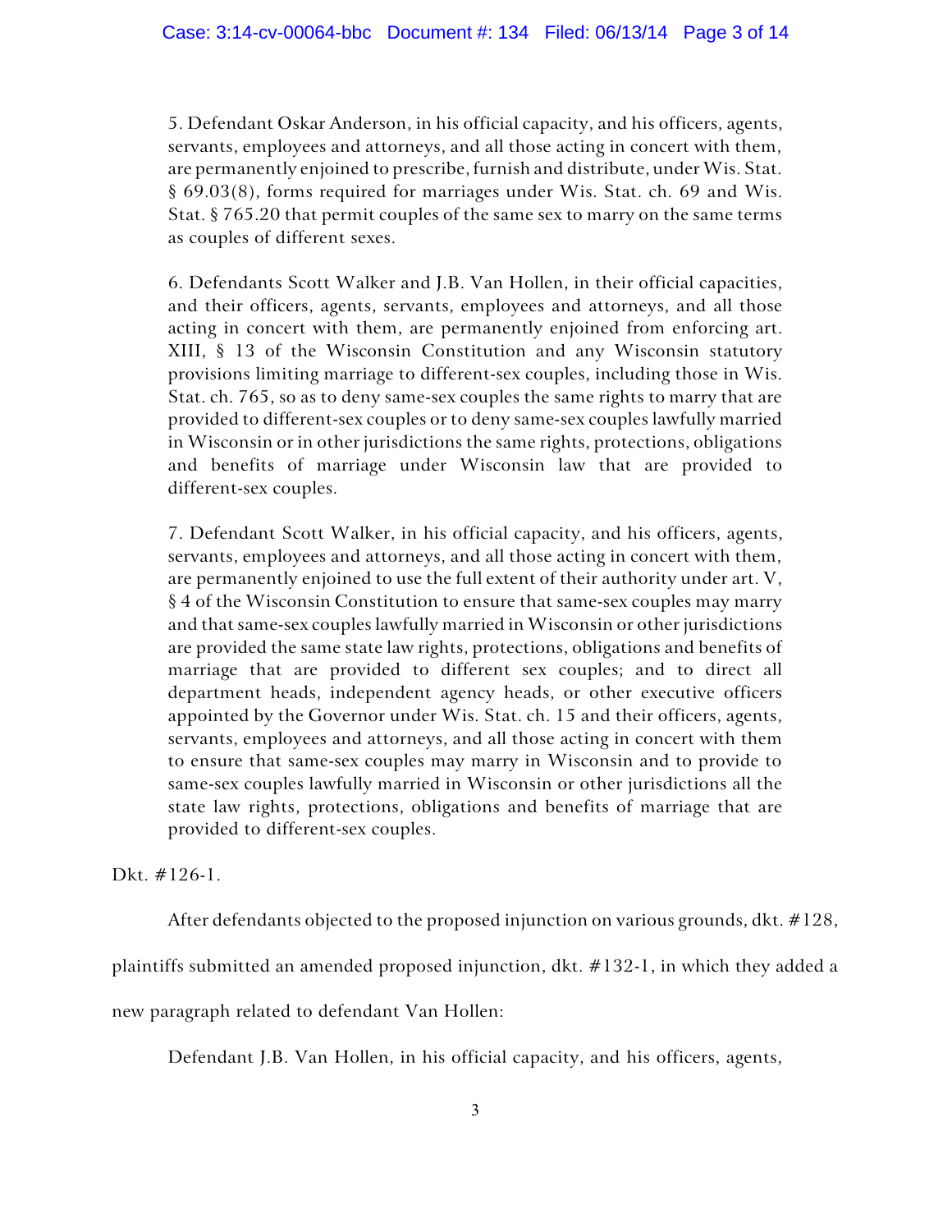5. Defendant Oskar Anderson, in his official capacity, and his officers, agents, servants, employees and attorneys, and all those acting in concert with them, are permanently enjoined to prescribe, furnish and distribute, under Wis. Stat. § 69.03(8), forms required for marriages under Wis. Stat. ch. 69 and Wis. Stat. § 765.20 that permit couples of the same sex to marry on the same terms as couples of different sexes.

6. Defendants Scott Walker and J.B. Van Hollen, in their official capacities, and their officers, agents, servants, employees and attorneys, and all those acting in concert with them, are permanently enjoined from enforcing art. XIII, § 13 of the Wisconsin Constitution and any Wisconsin statutory provisions limiting marriage to different-sex couples, including those in Wis. Stat. ch. 765, so as to deny same-sex couples the same rights to marry that are provided to different-sex couples or to deny same-sex couples lawfully married in Wisconsin or in other jurisdictions the same rights, protections, obligations and benefits of marriage under Wisconsin law that are provided to different-sex couples.

7. Defendant Scott Walker, in his official capacity, and his officers, agents, servants, employees and attorneys, and all those acting in concert with them, are permanently enjoined to use the full extent of their authority under art. V, § 4 of the Wisconsin Constitution to ensure that same-sex couples may marry and that same-sex couples lawfully married in Wisconsin or other jurisdictions are provided the same state law rights, protections, obligations and benefits of marriage that are provided to different sex couples; and to direct all department heads, independent agency heads, or other executive officers appointed by the Governor under Wis. Stat. ch. 15 and their officers, agents, servants, employees and attorneys, and all those acting in concert with them to ensure that same-sex couples may marry in Wisconsin and to provide to same-sex couples lawfully married in Wisconsin or other jurisdictions all the state law rights, protections, obligations and benefits of marriage that are provided to different-sex couples.

Dkt. #126-1.

After defendants objected to the proposed injunction on various grounds, dkt. #128, plaintiffs submitted an amended proposed injunction, dkt. #132-1, in which they added a new paragraph related to defendant Van Hollen:

Defendant J.B. Van Hollen, in his official capacity, and his officers, agents,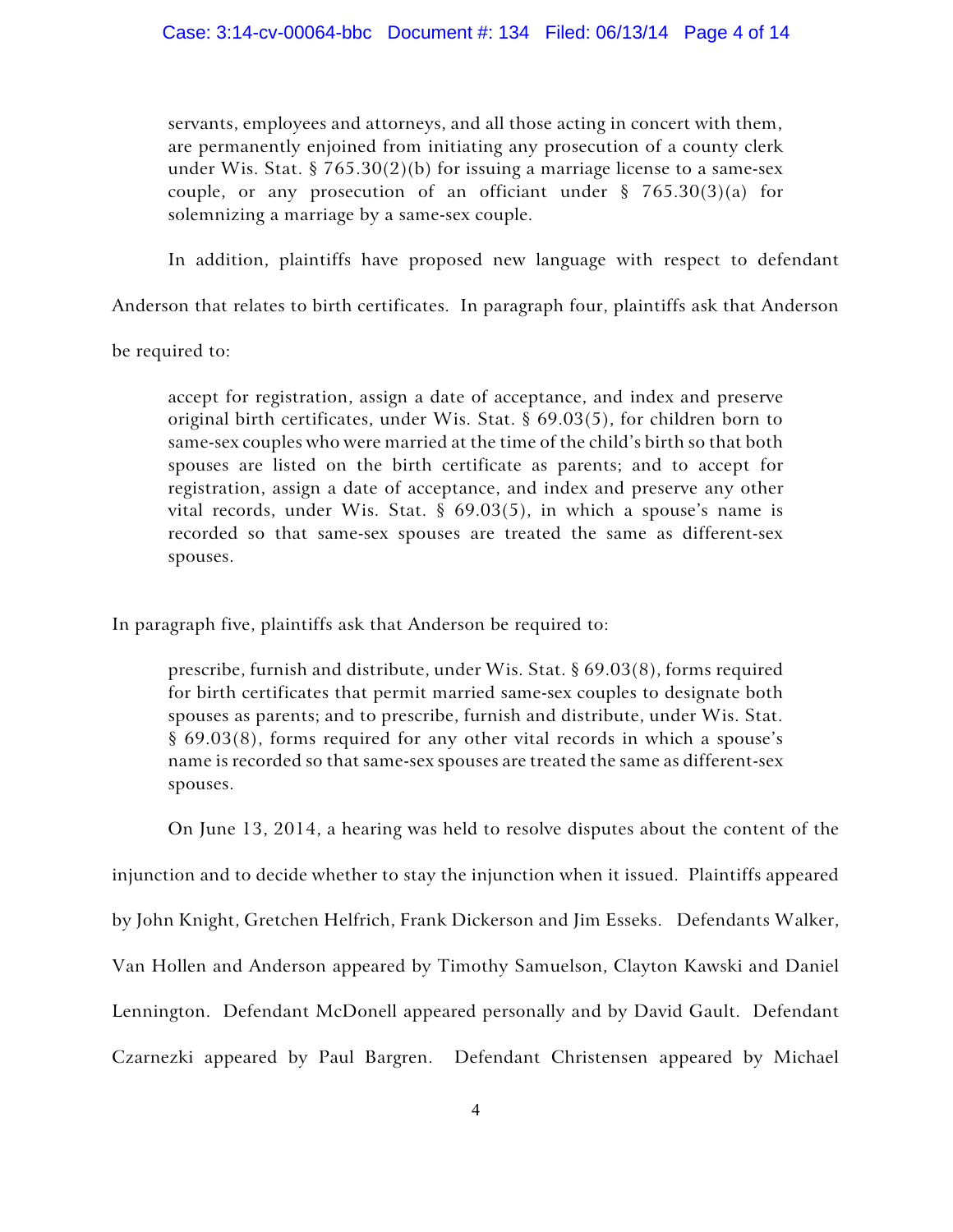> servants, employees and attorneys, and all those acting in concert with them, are permanently enjoined from initiating any prosecution of a county clerk under Wis. Stat. § 765.30(2)(b) for issuing a marriage license to a same-sex couple, or any prosecution of an officiant under § 765.30(3)(a) for solemnizing a marriage by a same-sex couple.

In addition, plaintiffs have proposed new language with respect to defendant Anderson that relates to birth certificates. In paragraph four, plaintiffs ask that Anderson be required to:

> accept for registration, assign a date of acceptance, and index and preserve original birth certificates, under Wis. Stat. § 69.03(5), for children born to same-sex couples who were married at the time of the child's birth so that both spouses are listed on the birth certificate as parents; and to accept for registration, assign a date of acceptance, and index and preserve any other vital records, under Wis. Stat. § 69.03(5), in which a spouse's name is recorded so that same-sex spouses are treated the same as different-sex spouses.

In paragraph five, plaintiffs ask that Anderson be required to:

> prescribe, furnish and distribute, under Wis. Stat. § 69.03(8), forms required for birth certificates that permit married same-sex couples to designate both spouses as parents; and to prescribe, furnish and distribute, under Wis. Stat. § 69.03(8), forms required for any other vital records in which a spouse's name is recorded so that same-sex spouses are treated the same as different-sex spouses.

On June 13, 2014, a hearing was held to resolve disputes about the content of the injunction and to decide whether to stay the injunction when it issued. Plaintiffs appeared by John Knight, Gretchen Helfrich, Frank Dickerson and Jim Esseks. Defendants Walker, Van Hollen and Anderson appeared by Timothy Samuelson, Clayton Kawski and Daniel Lennington. Defendant McDonell appeared personally and by David Gault. Defendant Czarnezki appeared by Paul Bargren. Defendant Christensen appeared by Michael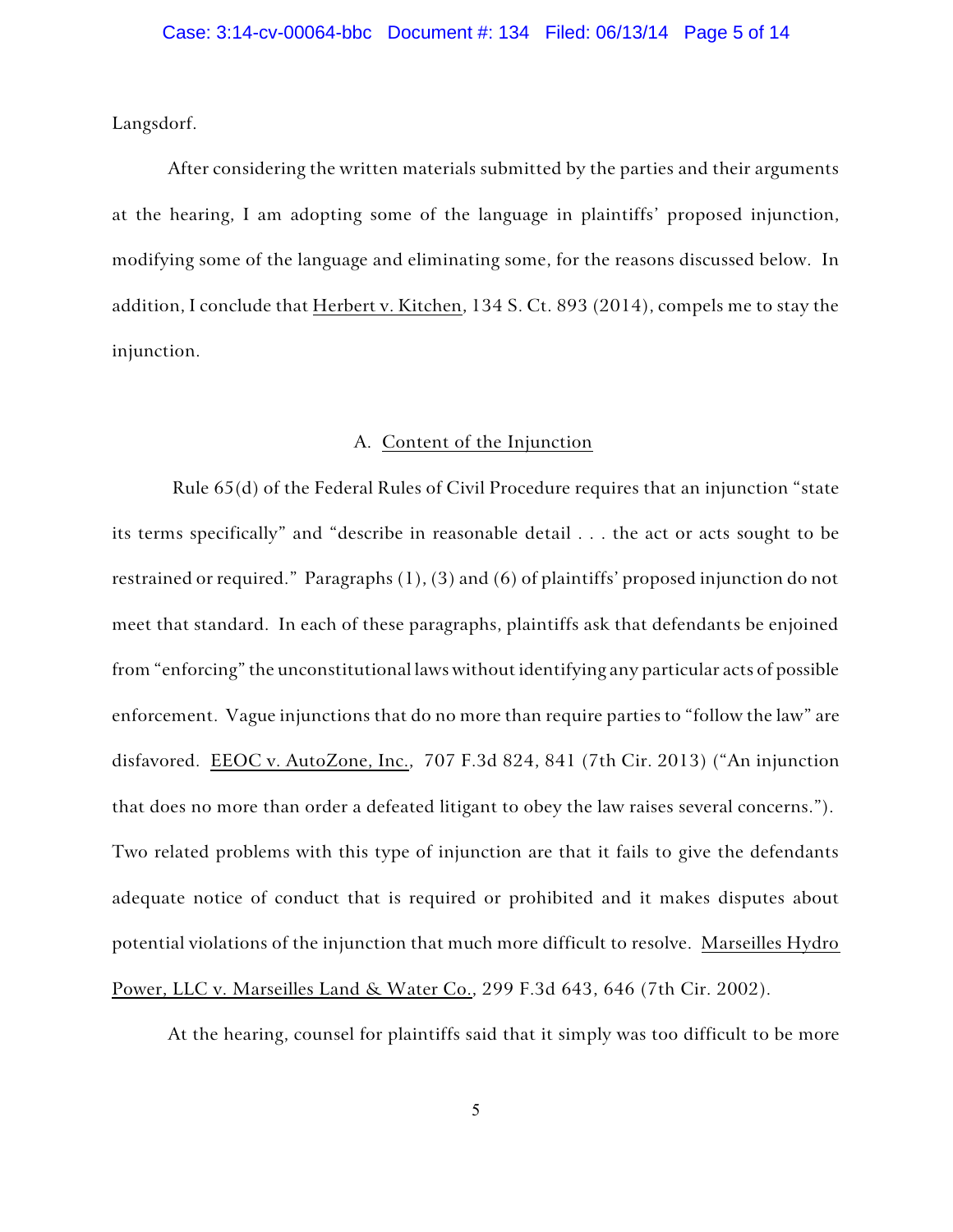Langsdorf.

After considering the written materials submitted by the parties and their arguments at the hearing, I am adopting some of the language in plaintiffs' proposed injunction, modifying some of the language and eliminating some, for the reasons discussed below. In addition, I conclude that Herbert v. Kitchen, 134 S. Ct. 893 (2014), compels me to stay the injunction.

### A. Content of the Injunction

Rule 65(d) of the Federal Rules of Civil Procedure requires that an injunction "state its terms specifically" and "describe in reasonable detail . . . the act or acts sought to be restrained or required." Paragraphs (1), (3) and (6) of plaintiffs' proposed injunction do not meet that standard. In each of these paragraphs, plaintiffs ask that defendants be enjoined from "enforcing" the unconstitutional laws without identifying any particular acts of possible enforcement. Vague injunctions that do no more than require parties to "follow the law" are disfavored. EEOC v. AutoZone, Inc., 707 F.3d 824, 841 (7th Cir. 2013) ("An injunction that does no more than order a defeated litigant to obey the law raises several concerns."). Two related problems with this type of injunction are that it fails to give the defendants adequate notice of conduct that is required or prohibited and it makes disputes about potential violations of the injunction that much more difficult to resolve. Marseilles Hydro Power, LLC v. Marseilles Land & Water Co., 299 F.3d 643, 646 (7th Cir. 2002).

At the hearing, counsel for plaintiffs said that it simply was too difficult to be more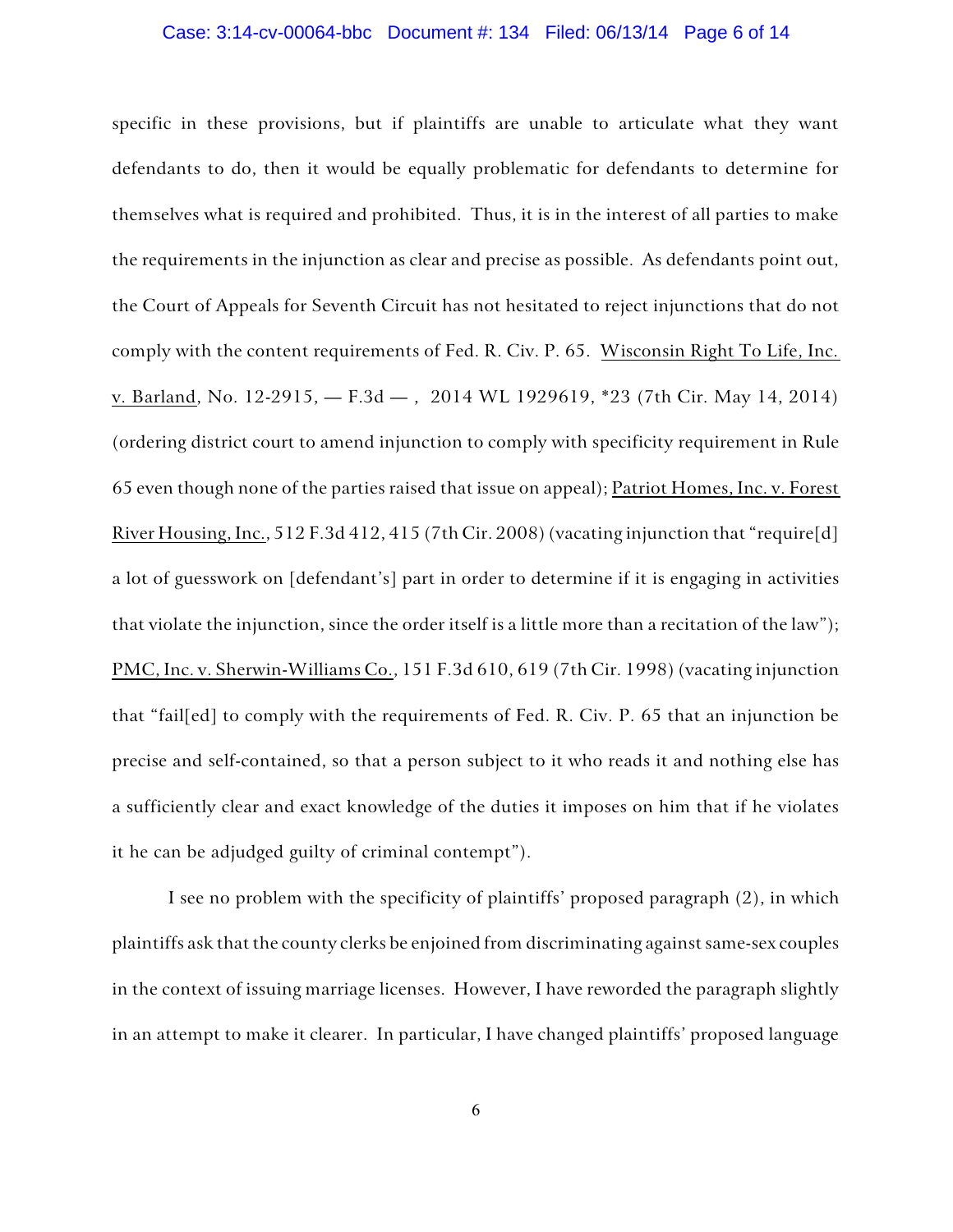specific in these provisions, but if plaintiffs are unable to articulate what they want defendants to do, then it would be equally problematic for defendants to determine for themselves what is required and prohibited. Thus, it is in the interest of all parties to make the requirements in the injunction as clear and precise as possible. As defendants point out, the Court of Appeals for Seventh Circuit has not hesitated to reject injunctions that do not comply with the content requirements of Fed. R. Civ. P. 65. Wisconsin Right To Life, Inc. v. Barland, No. 12-2915, — F.3d — , 2014 WL 1929619, *23 (7th Cir. May 14, 2014) (ordering district court to amend injunction to comply with specificity requirement in Rule 65 even though none of the parties raised that issue on appeal); Patriot Homes, Inc. v. Forest River Housing, Inc., 512 F.3d 412, 415 (7th Cir. 2008) (vacating injunction that "require[d] a lot of guesswork on [defendant's] part in order to determine if it is engaging in activities that violate the injunction, since the order itself is a little more than a recitation of the law"); PMC, Inc. v. Sherwin-Williams Co., 151 F.3d 610, 619 (7th Cir. 1998) (vacating injunction that "fail[ed] to comply with the requirements of Fed. R. Civ. P. 65 that an injunction be precise and self-contained, so that a person subject to it who reads it and nothing else has a sufficiently clear and exact knowledge of the duties it imposes on him that if he violates it he can be adjudged guilty of criminal contempt").

I see no problem with the specificity of plaintiffs' proposed paragraph (2), in which plaintiffs ask that the county clerks be enjoined from discriminating against same-sex couples in the context of issuing marriage licenses. However, I have reworded the paragraph slightly in an attempt to make it clearer. In particular, I have changed plaintiffs' proposed language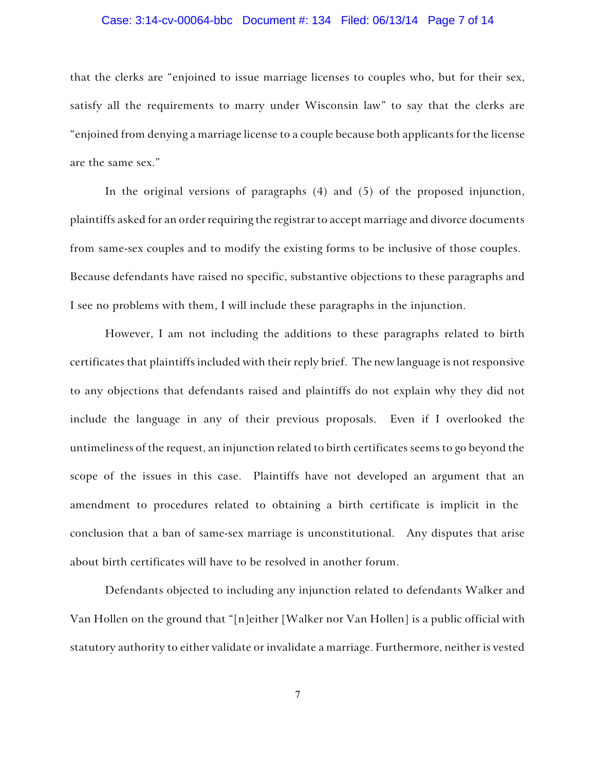that the clerks are "enjoined to issue marriage licenses to couples who, but for their sex, satisfy all the requirements to marry under Wisconsin law" to say that the clerks are "enjoined from denying a marriage license to a couple because both applicants for the license are the same sex."

In the original versions of paragraphs (4) and (5) of the proposed injunction, plaintiffs asked for an order requiring the registrar to accept marriage and divorce documents from same-sex couples and to modify the existing forms to be inclusive of those couples. Because defendants have raised no specific, substantive objections to these paragraphs and I see no problems with them, I will include these paragraphs in the injunction.

However, I am not including the additions to these paragraphs related to birth certificates that plaintiffs included with their reply brief. The new language is not responsive to any objections that defendants raised and plaintiffs do not explain why they did not include the language in any of their previous proposals. Even if I overlooked the untimeliness of the request, an injunction related to birth certificates seems to go beyond the scope of the issues in this case. Plaintiffs have not developed an argument that an amendment to procedures related to obtaining a birth certificate is implicit in the conclusion that a ban of same-sex marriage is unconstitutional. Any disputes that arise about birth certificates will have to be resolved in another forum.

Defendants objected to including any injunction related to defendants Walker and Van Hollen on the ground that "[n]either [Walker nor Van Hollen] is a public official with statutory authority to either validate or invalidate a marriage. Furthermore, neither is vested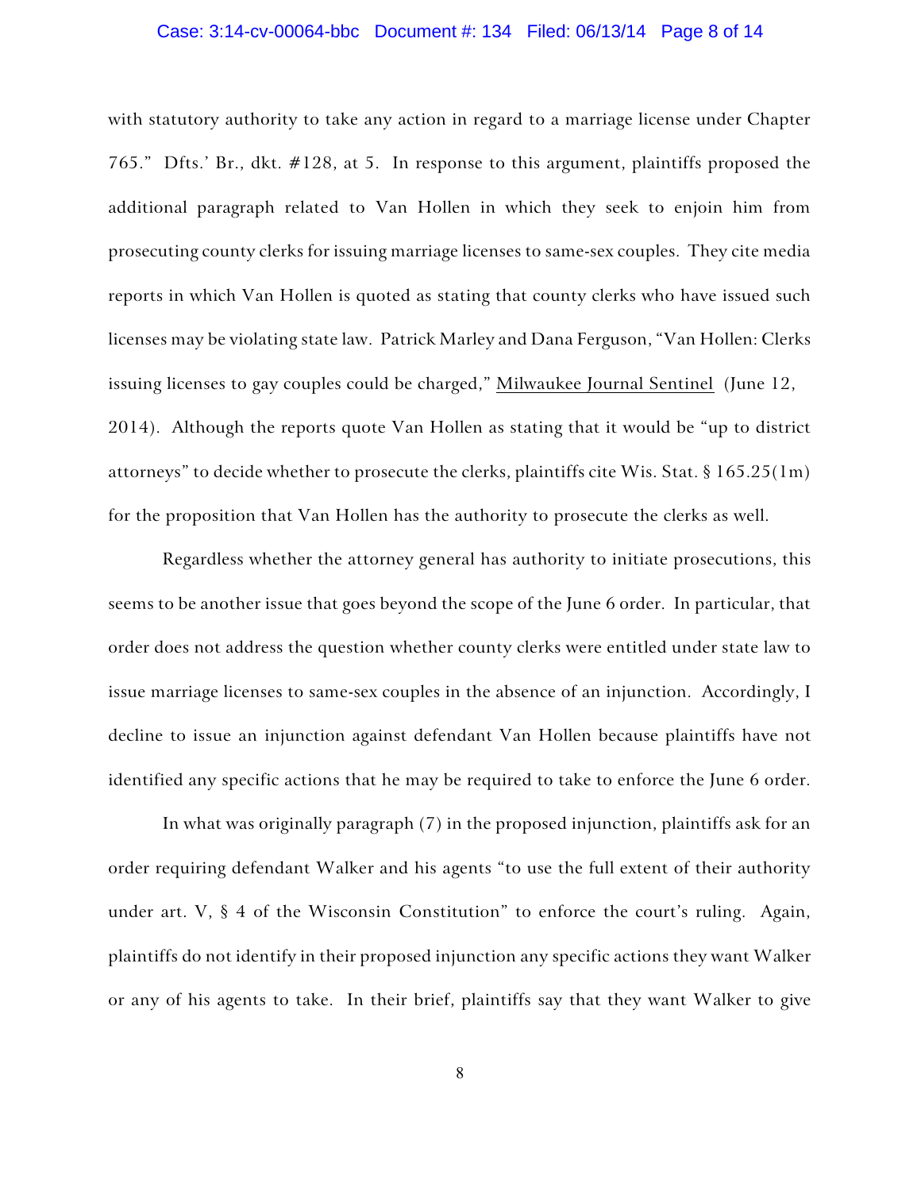with statutory authority to take any action in regard to a marriage license under Chapter 765." Dfts.' Br., dkt. #128, at 5. In response to this argument, plaintiffs proposed the additional paragraph related to Van Hollen in which they seek to enjoin him from prosecuting county clerks for issuing marriage licenses to same-sex couples. They cite media reports in which Van Hollen is quoted as stating that county clerks who have issued such licenses may be violating state law. Patrick Marley and Dana Ferguson, "Van Hollen: Clerks issuing licenses to gay couples could be charged," Milwaukee Journal Sentinel (June 12, 2014). Although the reports quote Van Hollen as stating that it would be "up to district attorneys" to decide whether to prosecute the clerks, plaintiffs cite Wis. Stat. § 165.25(1m) for the proposition that Van Hollen has the authority to prosecute the clerks as well.

Regardless whether the attorney general has authority to initiate prosecutions, this seems to be another issue that goes beyond the scope of the June 6 order. In particular, that order does not address the question whether county clerks were entitled under state law to issue marriage licenses to same-sex couples in the absence of an injunction. Accordingly, I decline to issue an injunction against defendant Van Hollen because plaintiffs have not identified any specific actions that he may be required to take to enforce the June 6 order.

In what was originally paragraph (7) in the proposed injunction, plaintiffs ask for an order requiring defendant Walker and his agents "to use the full extent of their authority under art. V, § 4 of the Wisconsin Constitution" to enforce the court's ruling. Again, plaintiffs do not identify in their proposed injunction any specific actions they want Walker or any of his agents to take. In their brief, plaintiffs say that they want Walker to give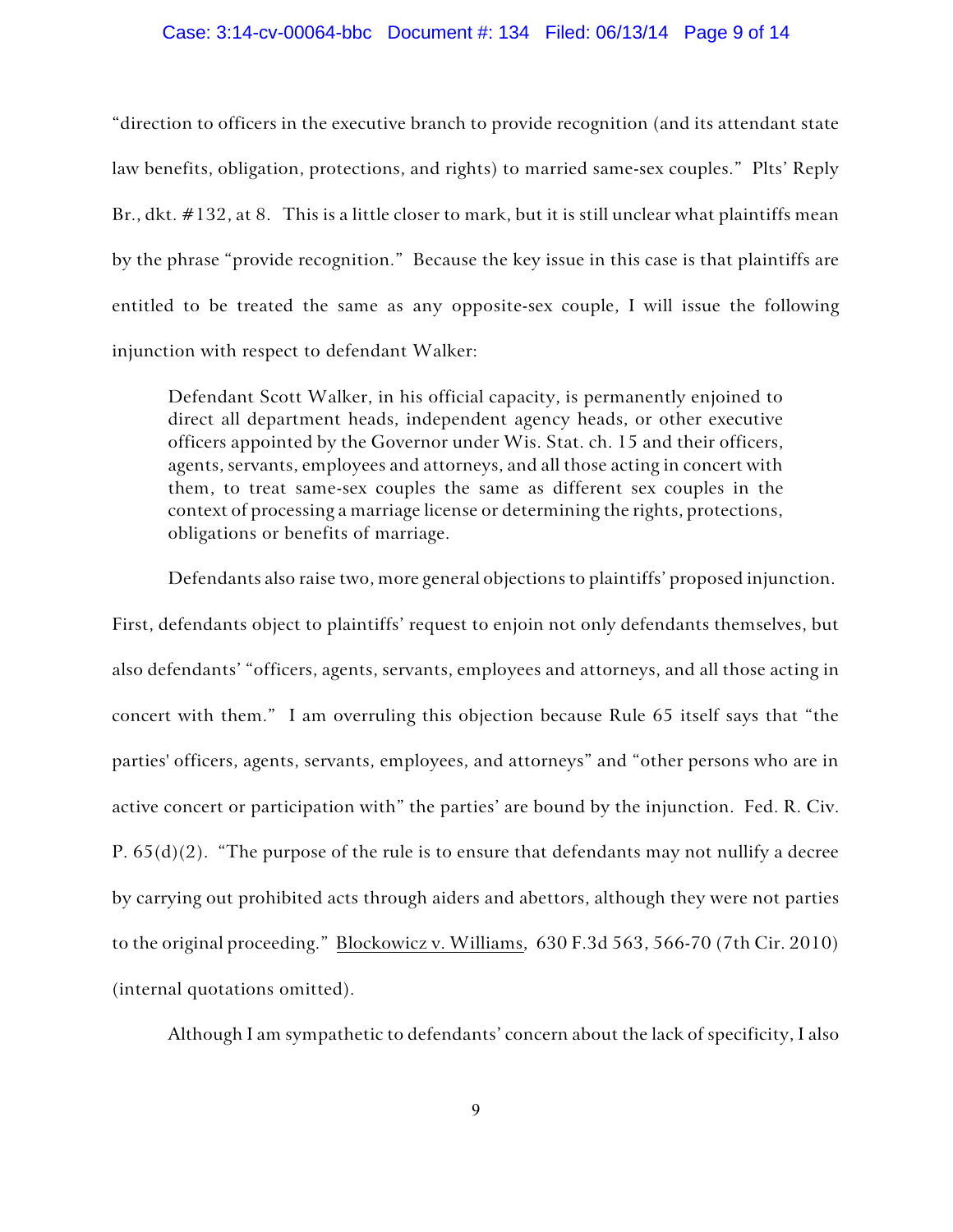"direction to officers in the executive branch to provide recognition (and its attendant state law benefits, obligation, protections, and rights) to married same-sex couples." Plts' Reply Br., dkt. #132, at 8. This is a little closer to mark, but it is still unclear what plaintiffs mean by the phrase "provide recognition." Because the key issue in this case is that plaintiffs are entitled to be treated the same as any opposite-sex couple, I will issue the following injunction with respect to defendant Walker:

> Defendant Scott Walker, in his official capacity, is permanently enjoined to direct all department heads, independent agency heads, or other executive officers appointed by the Governor under Wis. Stat. ch. 15 and their officers, agents, servants, employees and attorneys, and all those acting in concert with them, to treat same-sex couples the same as different sex couples in the context of processing a marriage license or determining the rights, protections, obligations or benefits of marriage.

Defendants also raise two, more general objections to plaintiffs' proposed injunction. First, defendants object to plaintiffs' request to enjoin not only defendants themselves, but also defendants' "officers, agents, servants, employees and attorneys, and all those acting in concert with them." I am overruling this objection because Rule 65 itself says that "the parties' officers, agents, servants, employees, and attorneys" and "other persons who are in active concert or participation with" the parties' are bound by the injunction. Fed. R. Civ. P. 65(d)(2). "The purpose of the rule is to ensure that defendants may not nullify a decree by carrying out prohibited acts through aiders and abettors, although they were not parties to the original proceeding." Blockowicz v. Williams, 630 F.3d 563, 566-70 (7th Cir. 2010) (internal quotations omitted).

Although I am sympathetic to defendants' concern about the lack of specificity, I also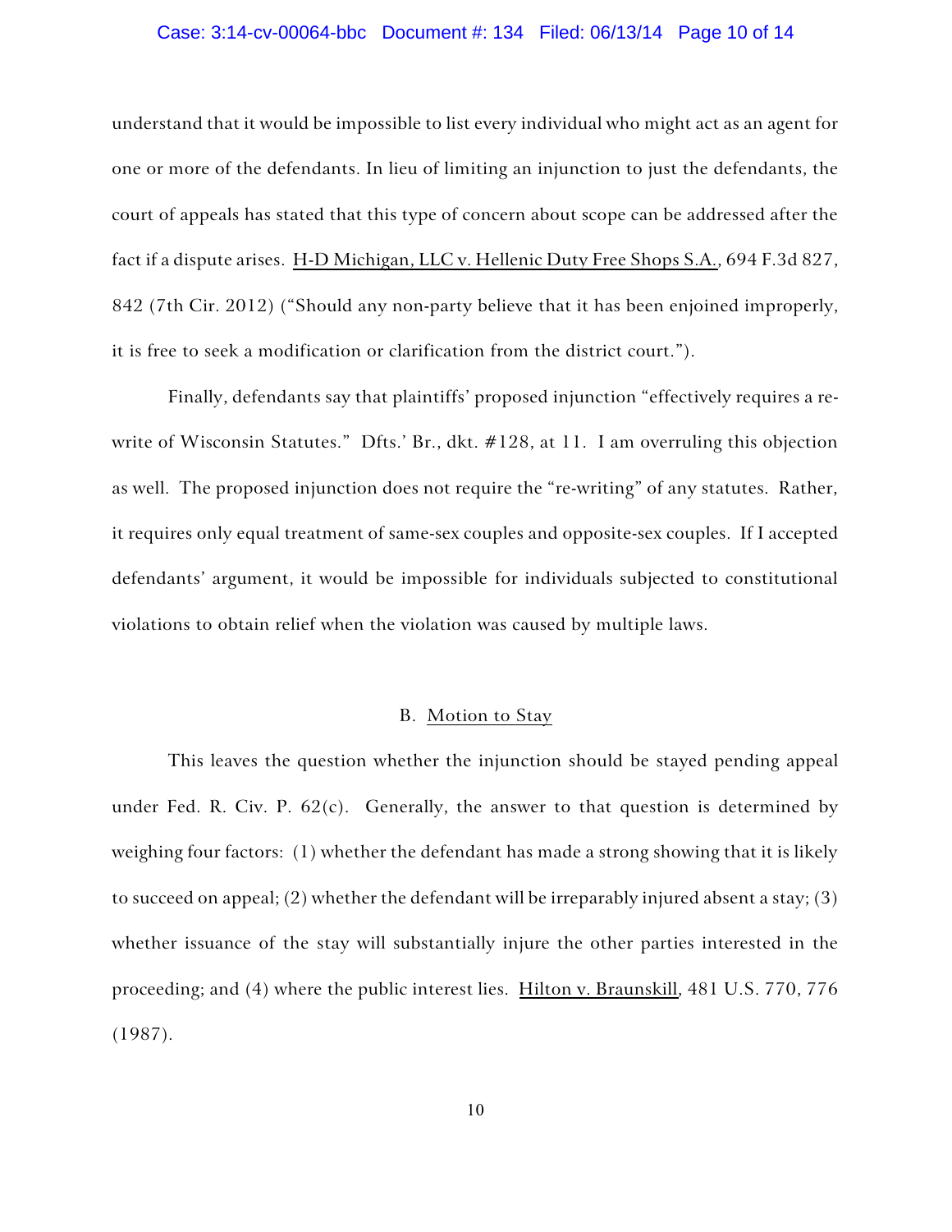understand that it would be impossible to list every individual who might act as an agent for one or more of the defendants. In lieu of limiting an injunction to just the defendants, the court of appeals has stated that this type of concern about scope can be addressed after the fact if a dispute arises. H-D Michigan, LLC v. Hellenic Duty Free Shops S.A., 694 F.3d 827, 842 (7th Cir. 2012) ("Should any non-party believe that it has been enjoined improperly, it is free to seek a modification or clarification from the district court.").

Finally, defendants say that plaintiffs' proposed injunction "effectively requires a re-write of Wisconsin Statutes." Dfts.' Br., dkt. #128, at 11. I am overruling this objection as well. The proposed injunction does not require the "re-writing" of any statutes. Rather, it requires only equal treatment of same-sex couples and opposite-sex couples. If I accepted defendants' argument, it would be impossible for individuals subjected to constitutional violations to obtain relief when the violation was caused by multiple laws.

### B. Motion to Stay

This leaves the question whether the injunction should be stayed pending appeal under Fed. R. Civ. P. 62(c). Generally, the answer to that question is determined by weighing four factors: (1) whether the defendant has made a strong showing that it is likely to succeed on appeal; (2) whether the defendant will be irreparably injured absent a stay; (3) whether issuance of the stay will substantially injure the other parties interested in the proceeding; and (4) where the public interest lies. Hilton v. Braunskill, 481 U.S. 770, 776 (1987).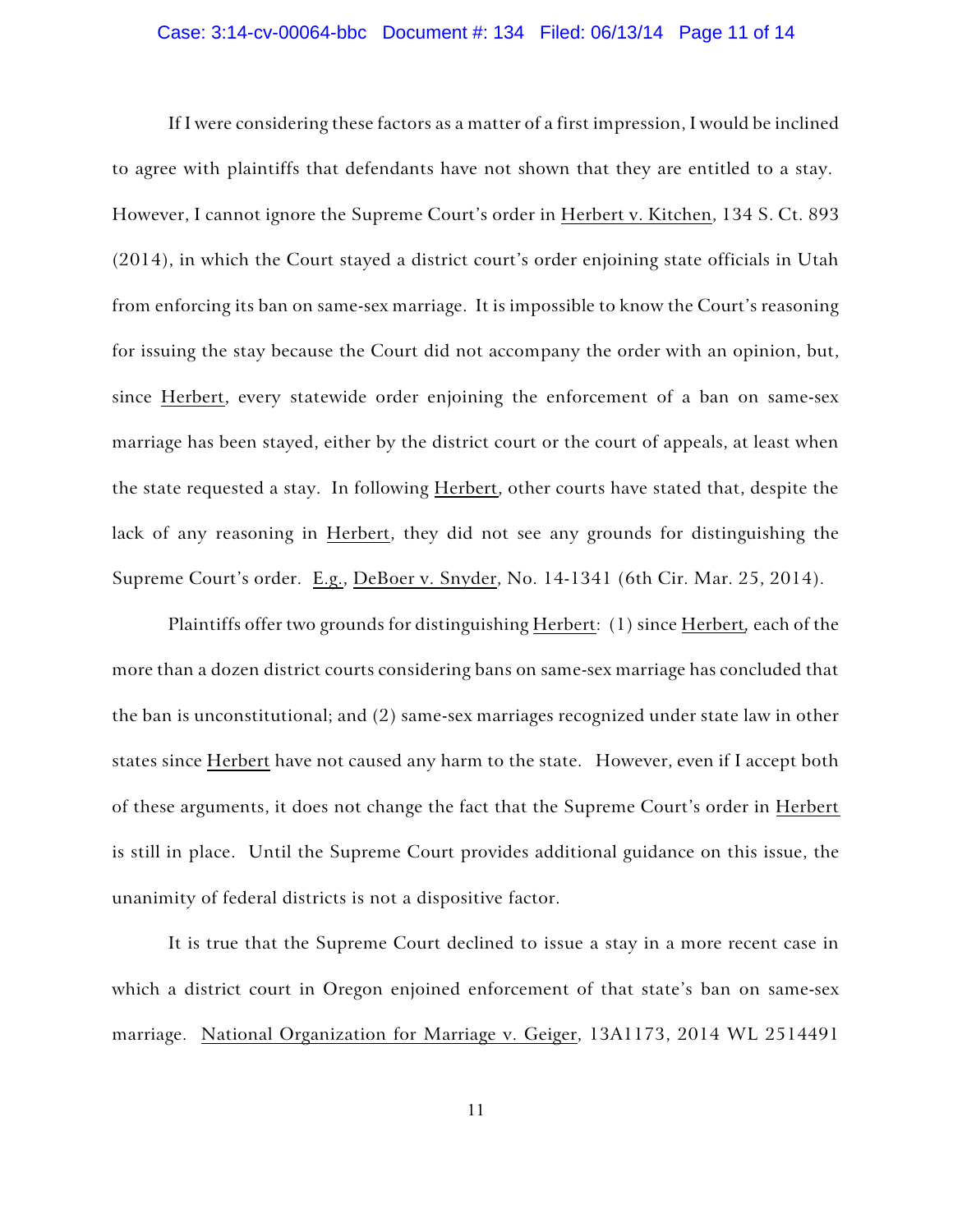If I were considering these factors as a matter of a first impression, I would be inclined to agree with plaintiffs that defendants have not shown that they are entitled to a stay. However, I cannot ignore the Supreme Court's order in Herbert v. Kitchen, 134 S. Ct. 893 (2014), in which the Court stayed a district court's order enjoining state officials in Utah from enforcing its ban on same-sex marriage. It is impossible to know the Court's reasoning for issuing the stay because the Court did not accompany the order with an opinion, but, since Herbert, every statewide order enjoining the enforcement of a ban on same-sex marriage has been stayed, either by the district court or the court of appeals, at least when the state requested a stay. In following Herbert, other courts have stated that, despite the lack of any reasoning in Herbert, they did not see any grounds for distinguishing the Supreme Court's order. E.g., DeBoer v. Snyder, No. 14-1341 (6th Cir. Mar. 25, 2014).

Plaintiffs offer two grounds for distinguishing Herbert: (1) since Herbert, each of the more than a dozen district courts considering bans on same-sex marriage has concluded that the ban is unconstitutional; and (2) same-sex marriages recognized under state law in other states since Herbert have not caused any harm to the state. However, even if I accept both of these arguments, it does not change the fact that the Supreme Court's order in Herbert is still in place. Until the Supreme Court provides additional guidance on this issue, the unanimity of federal districts is not a dispositive factor.

It is true that the Supreme Court declined to issue a stay in a more recent case in which a district court in Oregon enjoined enforcement of that state's ban on same-sex marriage. National Organization for Marriage v. Geiger, 13A1173, 2014 WL 2514491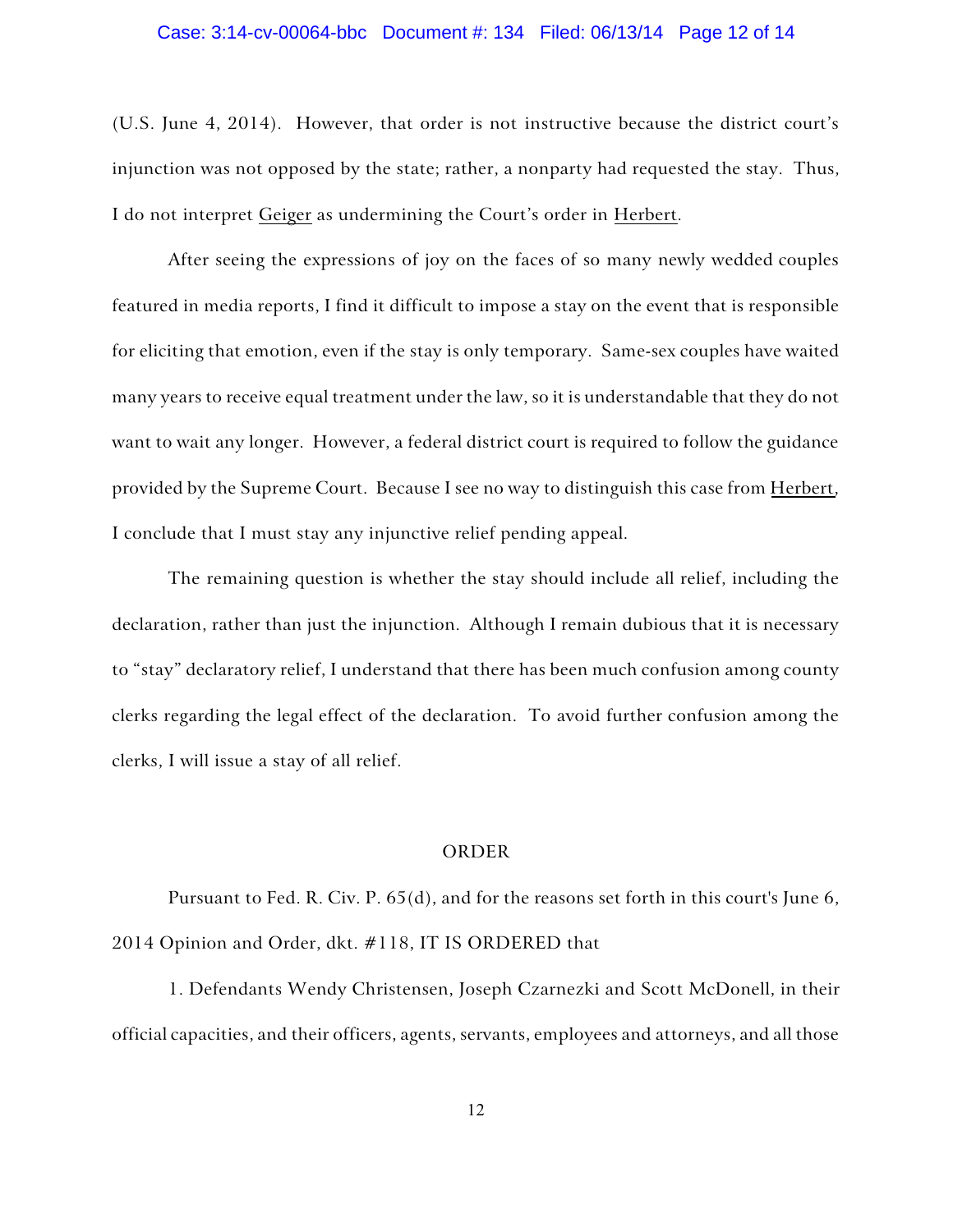(U.S. June 4, 2014). However, that order is not instructive because the district court's injunction was not opposed by the state; rather, a nonparty had requested the stay. Thus, I do not interpret Geiger as undermining the Court's order in Herbert.

After seeing the expressions of joy on the faces of so many newly wedded couples featured in media reports, I find it difficult to impose a stay on the event that is responsible for eliciting that emotion, even if the stay is only temporary. Same-sex couples have waited many years to receive equal treatment under the law, so it is understandable that they do not want to wait any longer. However, a federal district court is required to follow the guidance provided by the Supreme Court. Because I see no way to distinguish this case from Herbert, I conclude that I must stay any injunctive relief pending appeal.

The remaining question is whether the stay should include all relief, including the declaration, rather than just the injunction. Although I remain dubious that it is necessary to "stay" declaratory relief, I understand that there has been much confusion among county clerks regarding the legal effect of the declaration. To avoid further confusion among the clerks, I will issue a stay of all relief.

## ORDER

Pursuant to Fed. R. Civ. P. 65(d), and for the reasons set forth in this court's June 6, 2014 Opinion and Order, dkt. #118, IT IS ORDERED that

1. Defendants Wendy Christensen, Joseph Czarnezki and Scott McDonell, in their official capacities, and their officers, agents, servants, employees and attorneys, and all those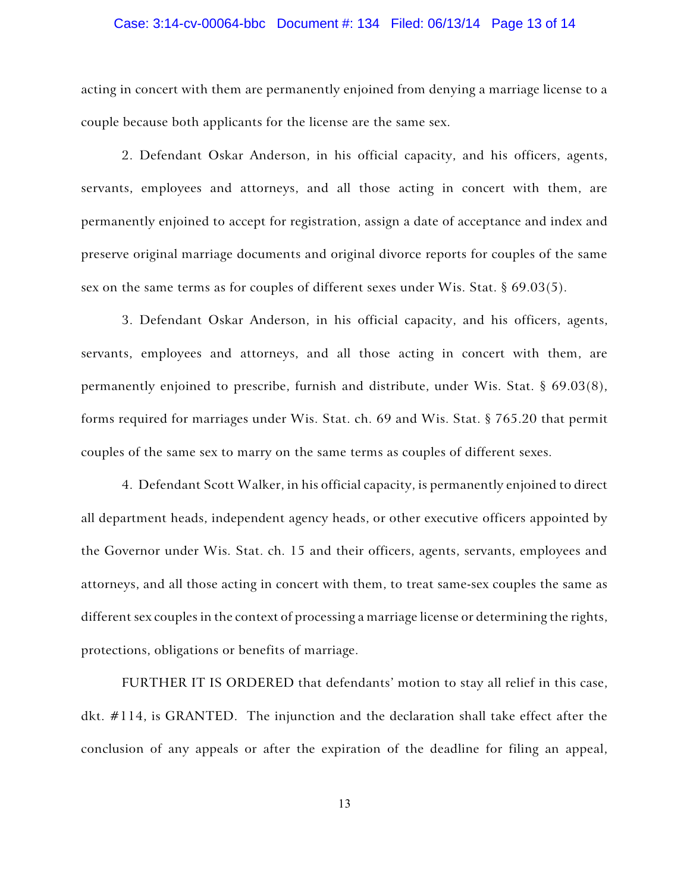acting in concert with them are permanently enjoined from denying a marriage license to a couple because both applicants for the license are the same sex.

2. Defendant Oskar Anderson, in his official capacity, and his officers, agents, servants, employees and attorneys, and all those acting in concert with them, are permanently enjoined to accept for registration, assign a date of acceptance and index and preserve original marriage documents and original divorce reports for couples of the same sex on the same terms as for couples of different sexes under Wis. Stat. § 69.03(5).

3. Defendant Oskar Anderson, in his official capacity, and his officers, agents, servants, employees and attorneys, and all those acting in concert with them, are permanently enjoined to prescribe, furnish and distribute, under Wis. Stat. § 69.03(8), forms required for marriages under Wis. Stat. ch. 69 and Wis. Stat. § 765.20 that permit couples of the same sex to marry on the same terms as couples of different sexes.

4. Defendant Scott Walker, in his official capacity, is permanently enjoined to direct all department heads, independent agency heads, or other executive officers appointed by the Governor under Wis. Stat. ch. 15 and their officers, agents, servants, employees and attorneys, and all those acting in concert with them, to treat same-sex couples the same as different sex couples in the context of processing a marriage license or determining the rights, protections, obligations or benefits of marriage.

FURTHER IT IS ORDERED that defendants' motion to stay all relief in this case, dkt. #114, is GRANTED. The injunction and the declaration shall take effect after the conclusion of any appeals or after the expiration of the deadline for filing an appeal,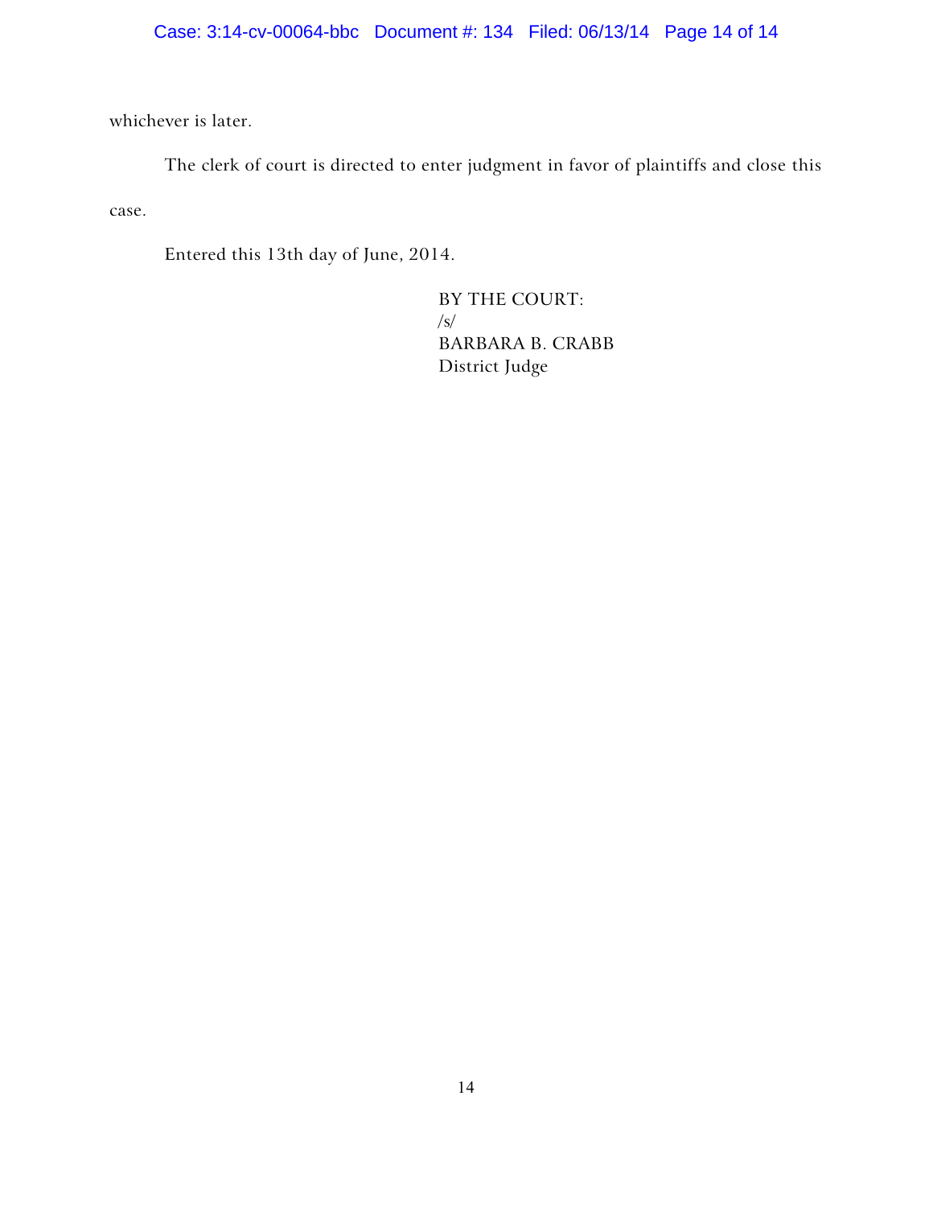whichever is later.

The clerk of court is directed to enter judgment in favor of plaintiffs and close this case.

Entered this 13th day of June, 2014.

BY THE COURT:
/s/
BARBARA B. CRABB
District Judge